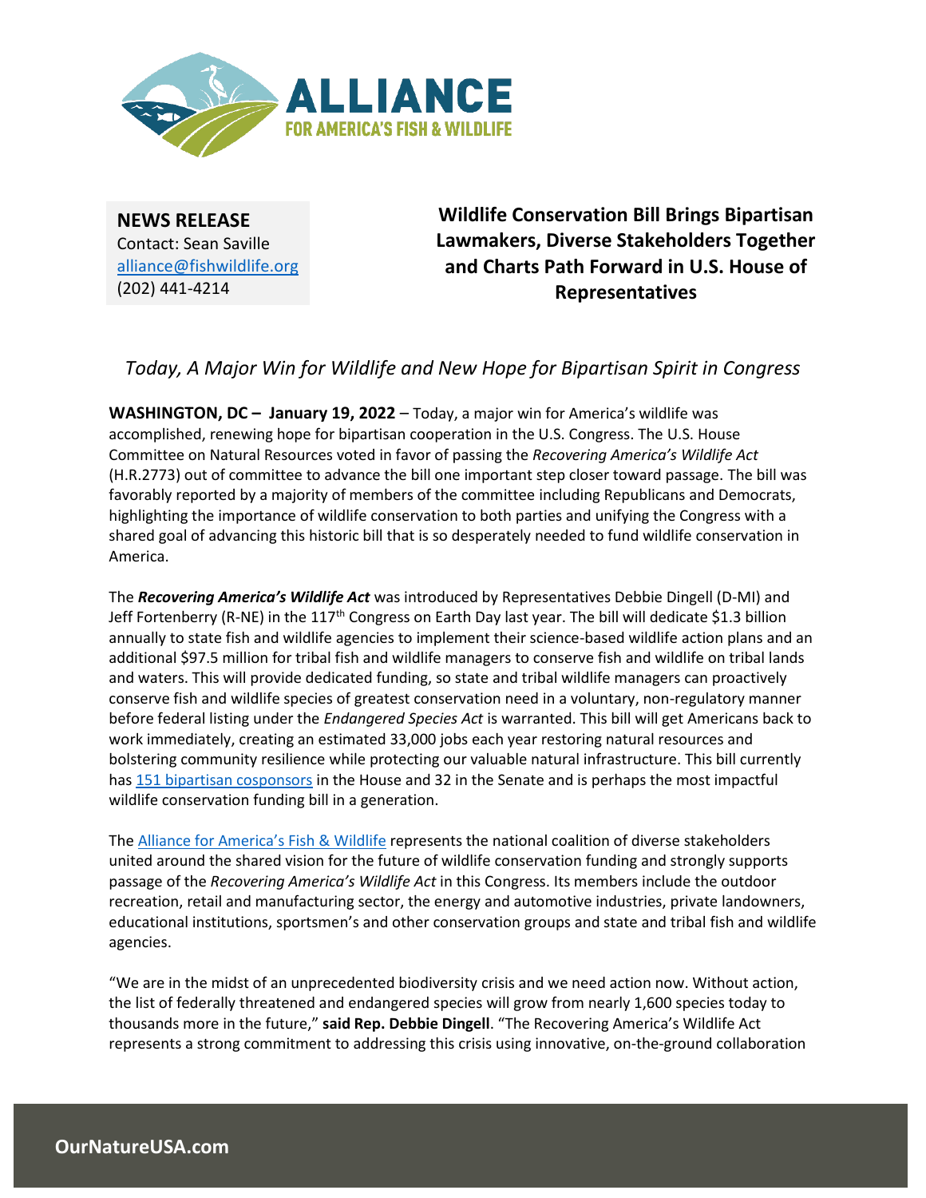**NEWS RELEASE**
Contact: Sean Saville
[alliance@fishwildlife.org](mailto:alliance@fishwildlife.org)
(202) 441-4214

# Wildlife Conservation Bill Brings Bipartisan Lawmakers, Diverse Stakeholders Together and Charts Path Forward in U.S. House of Representatives

*Today, A Major Win for Wildlife and New Hope for Bipartisan Spirit in Congress*

**WASHINGTON, DC – January 19, 2022** – Today, a major win for America's wildlife was accomplished, renewing hope for bipartisan cooperation in the U.S. Congress. The U.S. House Committee on Natural Resources voted in favor of passing the *Recovering America's Wildlife Act* (H.R.2773) out of committee to advance the bill one important step closer toward passage. The bill was favorably reported by a majority of members of the committee including Republicans and Democrats, highlighting the importance of wildlife conservation to both parties and unifying the Congress with a shared goal of advancing this historic bill that is so desperately needed to fund wildlife conservation in America.

The ***Recovering America's Wildlife Act*** was introduced by Representatives Debbie Dingell (D-MI) and Jeff Fortenberry (R-NE) in the 117th Congress on Earth Day last year. The bill will dedicate $1.3 billion annually to state fish and wildlife agencies to implement their science-based wildlife action plans and an additional $97.5 million for tribal fish and wildlife managers to conserve fish and wildlife on tribal lands and waters. This will provide dedicated funding, so state and tribal wildlife managers can proactively conserve fish and wildlife species of greatest conservation need in a voluntary, non-regulatory manner before federal listing under the *Endangered Species Act* is warranted. This bill will get Americans back to work immediately, creating an estimated 33,000 jobs each year restoring natural resources and bolstering community resilience while protecting our valuable natural infrastructure. This bill currently has 151 bipartisan cosponsors in the House and 32 in the Senate and is perhaps the most impactful wildlife conservation funding bill in a generation.

The Alliance for America's Fish & Wildlife represents the national coalition of diverse stakeholders united around the shared vision for the future of wildlife conservation funding and strongly supports passage of the *Recovering America's Wildlife Act* in this Congress. Its members include the outdoor recreation, retail and manufacturing sector, the energy and automotive industries, private landowners, educational institutions, sportsmen's and other conservation groups and state and tribal fish and wildlife agencies.

"We are in the midst of an unprecedented biodiversity crisis and we need action now. Without action, the list of federally threatened and endangered species will grow from nearly 1,600 species today to thousands more in the future," **said Rep. Debbie Dingell**. "The Recovering America's Wildlife Act represents a strong commitment to addressing this crisis using innovative, on-the-ground collaboration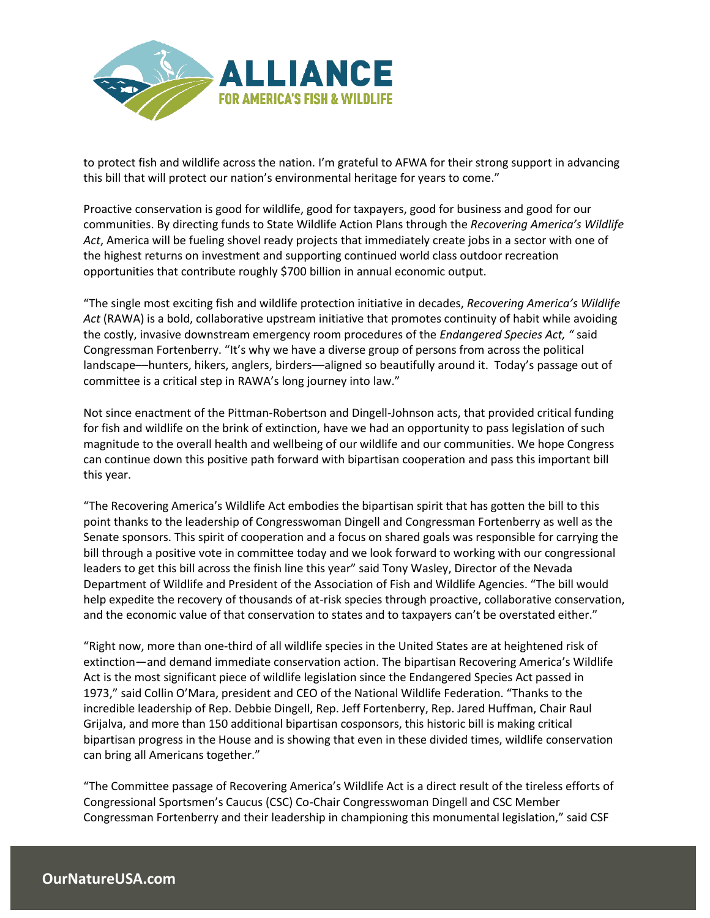to protect fish and wildlife across the nation. I'm grateful to AFWA for their strong support in advancing this bill that will protect our nation's environmental heritage for years to come."

Proactive conservation is good for wildlife, good for taxpayers, good for business and good for our communities. By directing funds to State Wildlife Action Plans through the *Recovering America's Wildlife Act*, America will be fueling shovel ready projects that immediately create jobs in a sector with one of the highest returns on investment and supporting continued world class outdoor recreation opportunities that contribute roughly $700 billion in annual economic output.

"The single most exciting fish and wildlife protection initiative in decades, *Recovering America's Wildlife Act* (RAWA) is a bold, collaborative upstream initiative that promotes continuity of habit while avoiding the costly, invasive downstream emergency room procedures of the *Endangered Species Act, "* said Congressman Fortenberry. "It's why we have a diverse group of persons from across the political landscape—hunters, hikers, anglers, birders—aligned so beautifully around it. Today's passage out of committee is a critical step in RAWA's long journey into law."

Not since enactment of the Pittman-Robertson and Dingell-Johnson acts, that provided critical funding for fish and wildlife on the brink of extinction, have we had an opportunity to pass legislation of such magnitude to the overall health and wellbeing of our wildlife and our communities. We hope Congress can continue down this positive path forward with bipartisan cooperation and pass this important bill this year.

"The Recovering America's Wildlife Act embodies the bipartisan spirit that has gotten the bill to this point thanks to the leadership of Congresswoman Dingell and Congressman Fortenberry as well as the Senate sponsors. This spirit of cooperation and a focus on shared goals was responsible for carrying the bill through a positive vote in committee today and we look forward to working with our congressional leaders to get this bill across the finish line this year" said Tony Wasley, Director of the Nevada Department of Wildlife and President of the Association of Fish and Wildlife Agencies. "The bill would help expedite the recovery of thousands of at-risk species through proactive, collaborative conservation, and the economic value of that conservation to states and to taxpayers can't be overstated either."

"Right now, more than one-third of all wildlife species in the United States are at heightened risk of extinction—and demand immediate conservation action. The bipartisan Recovering America's Wildlife Act is the most significant piece of wildlife legislation since the Endangered Species Act passed in 1973," said Collin O'Mara, president and CEO of the National Wildlife Federation. "Thanks to the incredible leadership of Rep. Debbie Dingell, Rep. Jeff Fortenberry, Rep. Jared Huffman, Chair Raul Grijalva, and more than 150 additional bipartisan cosponsors, this historic bill is making critical bipartisan progress in the House and is showing that even in these divided times, wildlife conservation can bring all Americans together."

"The Committee passage of Recovering America's Wildlife Act is a direct result of the tireless efforts of Congressional Sportsmen's Caucus (CSC) Co-Chair Congresswoman Dingell and CSC Member Congressman Fortenberry and their leadership in championing this monumental legislation," said CSF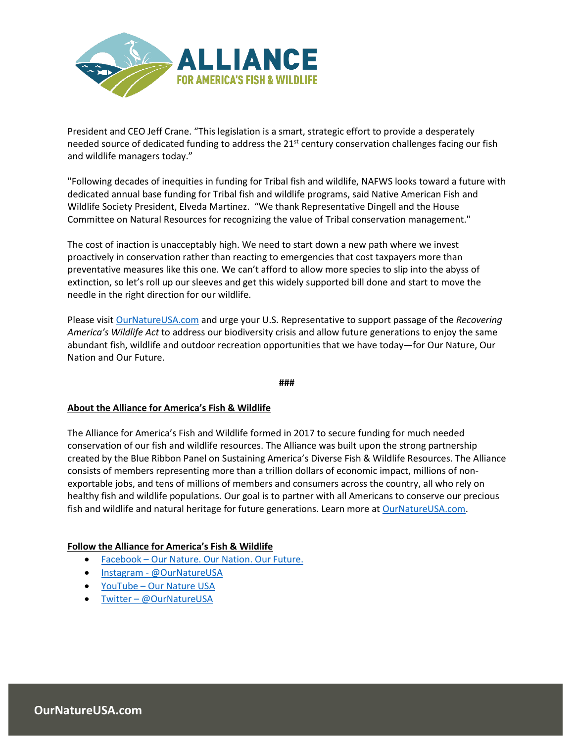President and CEO Jeff Crane. "This legislation is a smart, strategic effort to provide a desperately needed source of dedicated funding to address the 21st century conservation challenges facing our fish and wildlife managers today."

"Following decades of inequities in funding for Tribal fish and wildlife, NAFWS looks toward a future with dedicated annual base funding for Tribal fish and wildlife programs, said Native American Fish and Wildlife Society President, Elveda Martinez. "We thank Representative Dingell and the House Committee on Natural Resources for recognizing the value of Tribal conservation management."

The cost of inaction is unacceptably high. We need to start down a new path where we invest proactively in conservation rather than reacting to emergencies that cost taxpayers more than preventative measures like this one. We can't afford to allow more species to slip into the abyss of extinction, so let's roll up our sleeves and get this widely supported bill done and start to move the needle in the right direction for our wildlife.

Please visit [OurNatureUSA.com](OurNatureUSA.com) and urge your U.S. Representative to support passage of the *Recovering America's Wildlife Act* to address our biodiversity crisis and allow future generations to enjoy the same abundant fish, wildlife and outdoor recreation opportunities that we have today—for Our Nature, Our Nation and Our Future.

**###**

## About the Alliance for America's Fish & Wildlife

The Alliance for America's Fish and Wildlife formed in 2017 to secure funding for much needed conservation of our fish and wildlife resources. The Alliance was built upon the strong partnership created by the Blue Ribbon Panel on Sustaining America's Diverse Fish & Wildlife Resources. The Alliance consists of members representing more than a trillion dollars of economic impact, millions of non-exportable jobs, and tens of millions of members and consumers across the country, all who rely on healthy fish and wildlife populations. Our goal is to partner with all Americans to conserve our precious fish and wildlife and natural heritage for future generations. Learn more at [OurNatureUSA.com](OurNatureUSA.com).

## Follow the Alliance for America's Fish & Wildlife

- Facebook – Our Nature. Our Nation. Our Future.
- Instagram - @OurNatureUSA
- YouTube – Our Nature USA
- Twitter – @OurNatureUSA